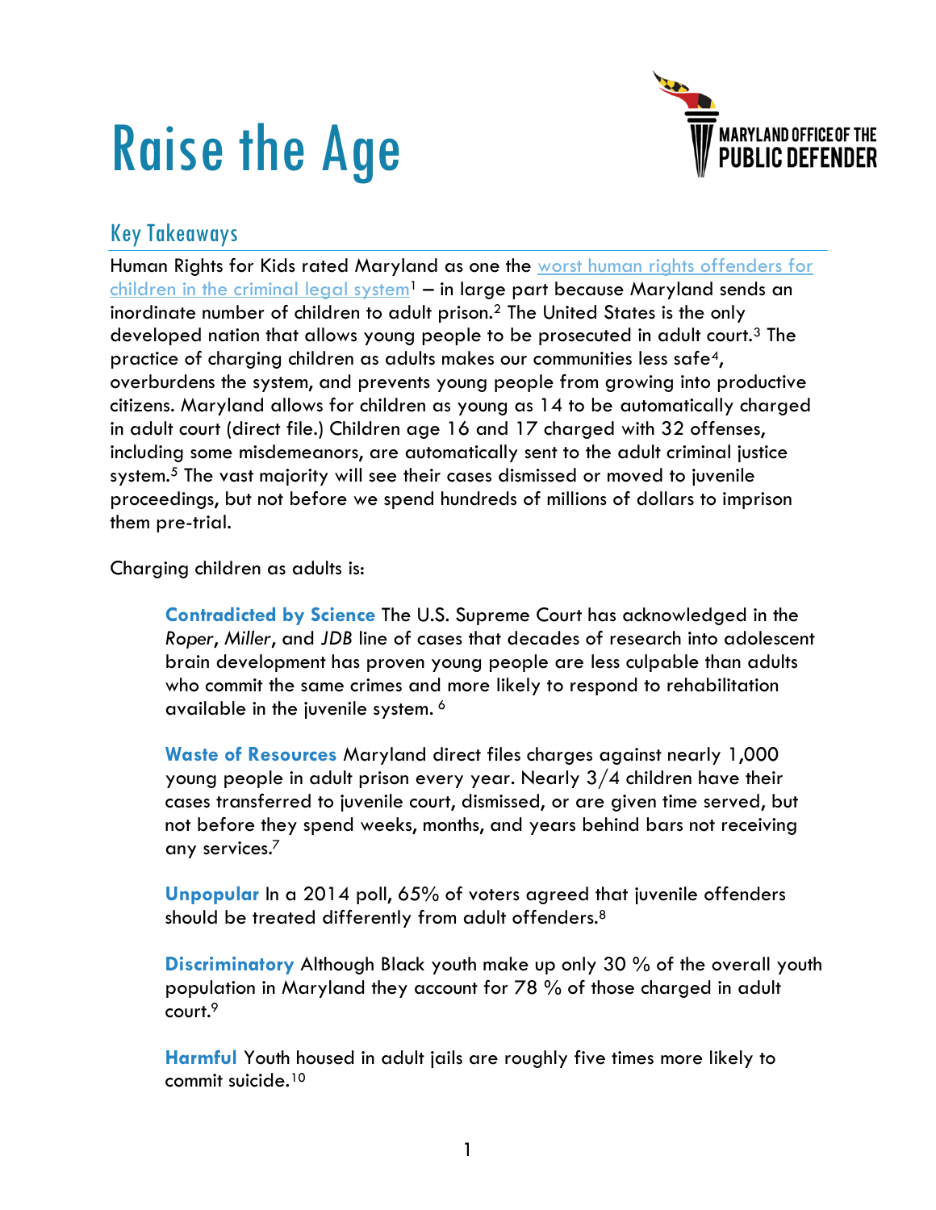# Raise the Age

MARYLAND OFFICE OF THE PUBLIC DEFENDER

## Key Takeaways

Human Rights for Kids rated Maryland as one the worst human rights offenders for children in the criminal legal system[1] – in large part because Maryland sends an inordinate number of children to adult prison.[2] The United States is the only developed nation that allows young people to be prosecuted in adult court.[3] The practice of charging children as adults makes our communities less safe[4], overburdens the system, and prevents young people from growing into productive citizens. Maryland allows for children as young as 14 to be automatically charged in adult court (direct file.) Children age 16 and 17 charged with 32 offenses, including some misdemeanors, are automatically sent to the adult criminal justice system.[5] The vast majority will see their cases dismissed or moved to juvenile proceedings, but not before we spend hundreds of millions of dollars to imprison them pre-trial.

Charging children as adults is:

> **Contradicted by Science** The U.S. Supreme Court has acknowledged in the *Roper*, *Miller*, and *JDB* line of cases that decades of research into adolescent brain development has proven young people are less culpable than adults who commit the same crimes and more likely to respond to rehabilitation available in the juvenile system. [6]
>
> **Waste of Resources** Maryland direct files charges against nearly 1,000 young people in adult prison every year. Nearly 3/4 children have their cases transferred to juvenile court, dismissed, or are given time served, but not before they spend weeks, months, and years behind bars not receiving any services.[7]
>
> **Unpopular** In a 2014 poll, 65% of voters agreed that juvenile offenders should be treated differently from adult offenders.[8]
>
> **Discriminatory** Although Black youth make up only 30 % of the overall youth population in Maryland they account for 78 % of those charged in adult court.[9]
>
> **Harmful** Youth housed in adult jails are roughly five times more likely to commit suicide.[10]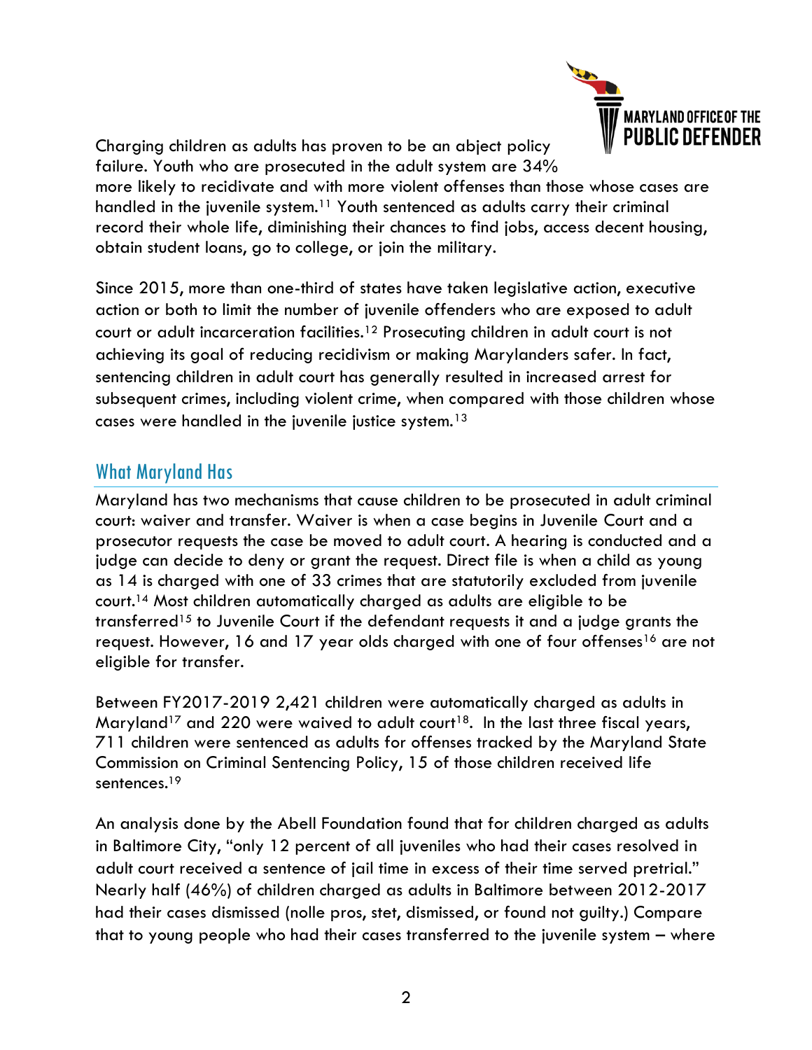Charging children as adults has proven to be an abject policy failure. Youth who are prosecuted in the adult system are 34% more likely to recidivate and with more violent offenses than those whose cases are handled in the juvenile system.[11] Youth sentenced as adults carry their criminal record their whole life, diminishing their chances to find jobs, access decent housing, obtain student loans, go to college, or join the military.

Since 2015, more than one-third of states have taken legislative action, executive action or both to limit the number of juvenile offenders who are exposed to adult court or adult incarceration facilities.[12] Prosecuting children in adult court is not achieving its goal of reducing recidivism or making Marylanders safer. In fact, sentencing children in adult court has generally resulted in increased arrest for subsequent crimes, including violent crime, when compared with those children whose cases were handled in the juvenile justice system.[13]

## What Maryland Has

Maryland has two mechanisms that cause children to be prosecuted in adult criminal court: waiver and transfer. Waiver is when a case begins in Juvenile Court and a prosecutor requests the case be moved to adult court. A hearing is conducted and a judge can decide to deny or grant the request. Direct file is when a child as young as 14 is charged with one of 33 crimes that are statutorily excluded from juvenile court.[14] Most children automatically charged as adults are eligible to be transferred[15] to Juvenile Court if the defendant requests it and a judge grants the request. However, 16 and 17 year olds charged with one of four offenses[16] are not eligible for transfer.

Between FY2017-2019 2,421 children were automatically charged as adults in Maryland[17] and 220 were waived to adult court[18]. In the last three fiscal years, 711 children were sentenced as adults for offenses tracked by the Maryland State Commission on Criminal Sentencing Policy, 15 of those children received life sentences.[19]

An analysis done by the Abell Foundation found that for children charged as adults in Baltimore City, "only 12 percent of all juveniles who had their cases resolved in adult court received a sentence of jail time in excess of their time served pretrial." Nearly half (46%) of children charged as adults in Baltimore between 2012-2017 had their cases dismissed (nolle pros, stet, dismissed, or found not guilty.) Compare that to young people who had their cases transferred to the juvenile system – where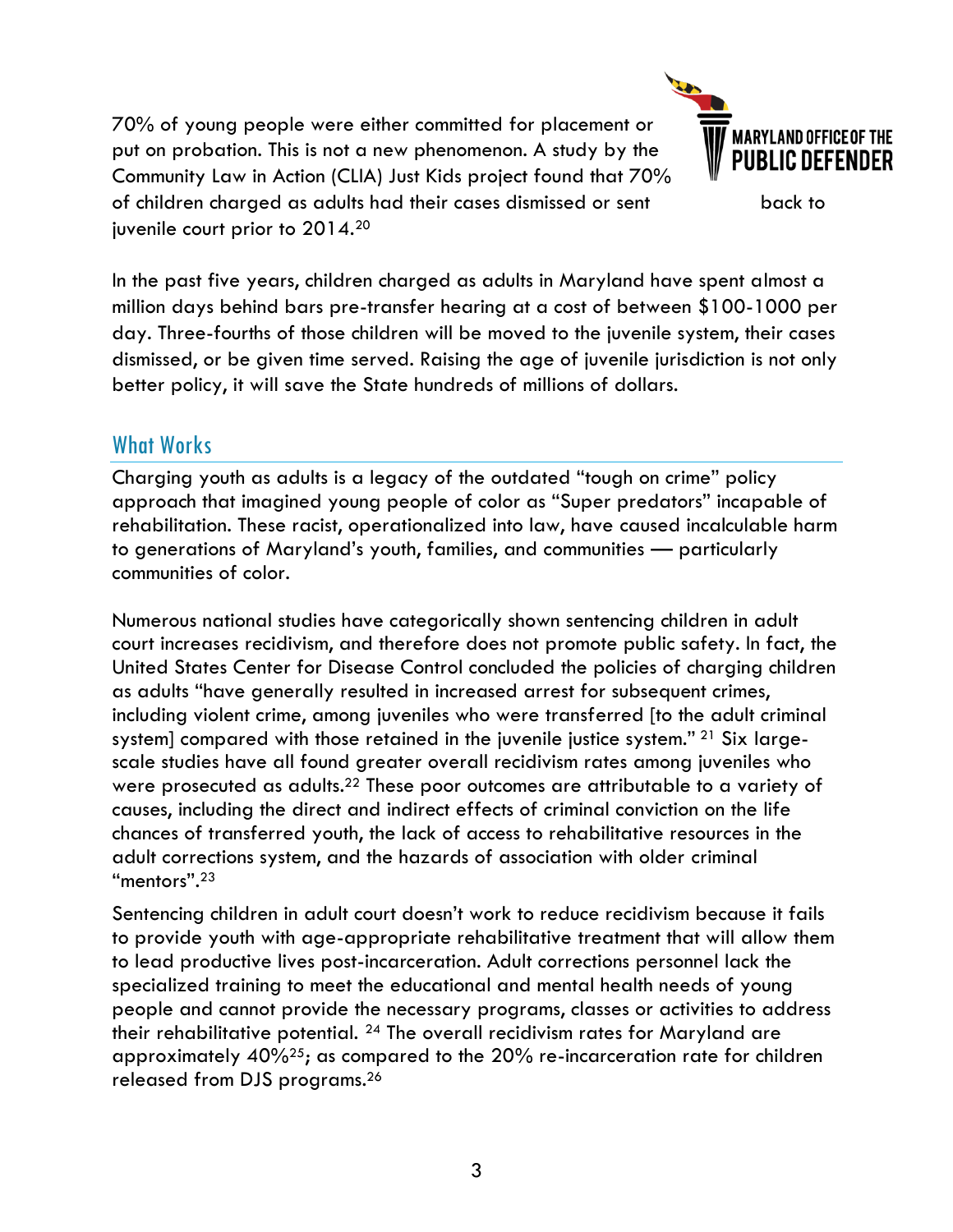70% of young people were either committed for placement or put on probation. This is not a new phenomenon. A study by the Community Law in Action (CLIA) Just Kids project found that 70% of children charged as adults had their cases dismissed or sent back to juvenile court prior to 2014.[20]

In the past five years, children charged as adults in Maryland have spent almost a million days behind bars pre-transfer hearing at a cost of between $100-1000 per day. Three-fourths of those children will be moved to the juvenile system, their cases dismissed, or be given time served. Raising the age of juvenile jurisdiction is not only better policy, it will save the State hundreds of millions of dollars.

## What Works

Charging youth as adults is a legacy of the outdated "tough on crime" policy approach that imagined young people of color as "Super predators" incapable of rehabilitation. These racist, operationalized into law, have caused incalculable harm to generations of Maryland's youth, families, and communities — particularly communities of color.

Numerous national studies have categorically shown sentencing children in adult court increases recidivism, and therefore does not promote public safety. In fact, the United States Center for Disease Control concluded the policies of charging children as adults "have generally resulted in increased arrest for subsequent crimes, including violent crime, among juveniles who were transferred [to the adult criminal system] compared with those retained in the juvenile justice system." [21] Six large-scale studies have all found greater overall recidivism rates among juveniles who were prosecuted as adults.[22] These poor outcomes are attributable to a variety of causes, including the direct and indirect effects of criminal conviction on the life chances of transferred youth, the lack of access to rehabilitative resources in the adult corrections system, and the hazards of association with older criminal "mentors".[23]

Sentencing children in adult court doesn't work to reduce recidivism because it fails to provide youth with age-appropriate rehabilitative treatment that will allow them to lead productive lives post-incarceration. Adult corrections personnel lack the specialized training to meet the educational and mental health needs of young people and cannot provide the necessary programs, classes or activities to address their rehabilitative potential. [24] The overall recidivism rates for Maryland are approximately 40%[25]; as compared to the 20% re-incarceration rate for children released from DJS programs.[26]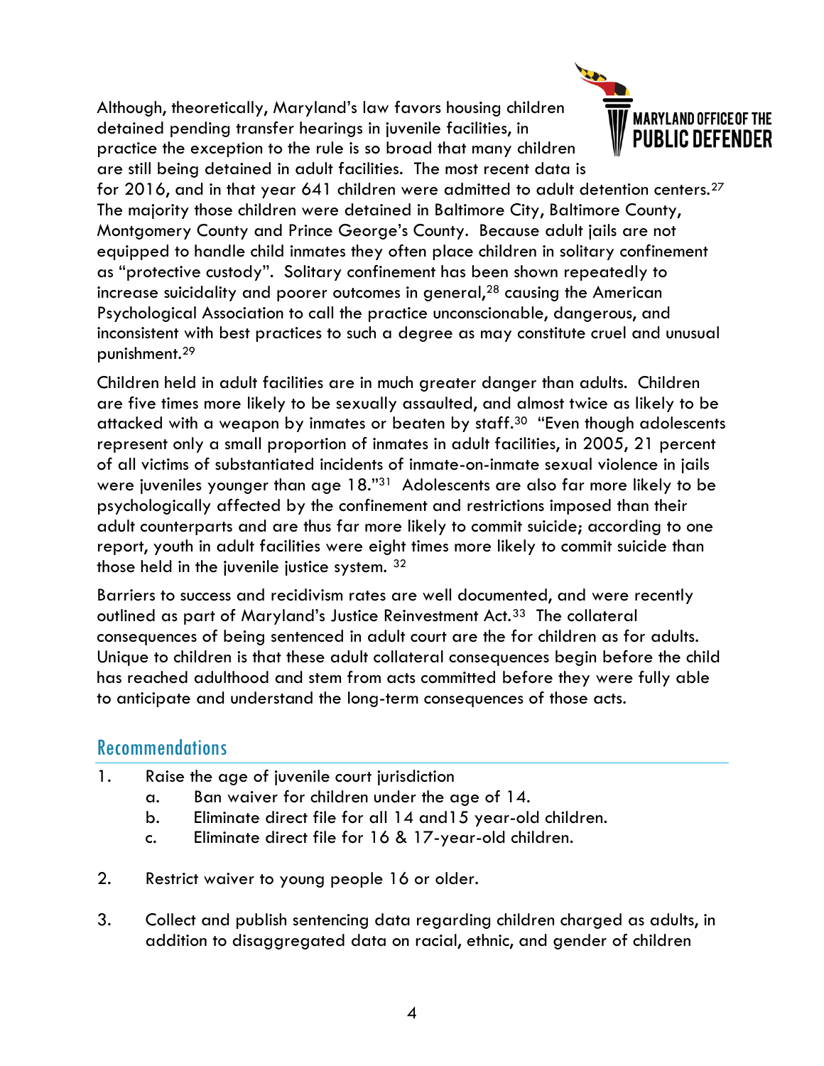Although, theoretically, Maryland's law favors housing children detained pending transfer hearings in juvenile facilities, in practice the exception to the rule is so broad that many children are still being detained in adult facilities. The most recent data is for 2016, and in that year 641 children were admitted to adult detention centers.[27] The majority those children were detained in Baltimore City, Baltimore County, Montgomery County and Prince George's County. Because adult jails are not equipped to handle child inmates they often place children in solitary confinement as "protective custody". Solitary confinement has been shown repeatedly to increase suicidality and poorer outcomes in general,[28] causing the American Psychological Association to call the practice unconscionable, dangerous, and inconsistent with best practices to such a degree as may constitute cruel and unusual punishment.[29]

Children held in adult facilities are in much greater danger than adults. Children are five times more likely to be sexually assaulted, and almost twice as likely to be attacked with a weapon by inmates or beaten by staff.[30] "Even though adolescents represent only a small proportion of inmates in adult facilities, in 2005, 21 percent of all victims of substantiated incidents of inmate-on-inmate sexual violence in jails were juveniles younger than age 18."[31] Adolescents are also far more likely to be psychologically affected by the confinement and restrictions imposed than their adult counterparts and are thus far more likely to commit suicide; according to one report, youth in adult facilities were eight times more likely to commit suicide than those held in the juvenile justice system. [32]

Barriers to success and recidivism rates are well documented, and were recently outlined as part of Maryland's Justice Reinvestment Act.[33] The collateral consequences of being sentenced in adult court are the for children as for adults. Unique to children is that these adult collateral consequences begin before the child has reached adulthood and stem from acts committed before they were fully able to anticipate and understand the long-term consequences of those acts.

## Recommendations

1. Raise the age of juvenile court jurisdiction
   a. Ban waiver for children under the age of 14.
   b. Eliminate direct file for all 14 and15 year-old children.
   c. Eliminate direct file for 16 & 17-year-old children.

2. Restrict waiver to young people 16 or older.

3. Collect and publish sentencing data regarding children charged as adults, in addition to disaggregated data on racial, ethnic, and gender of children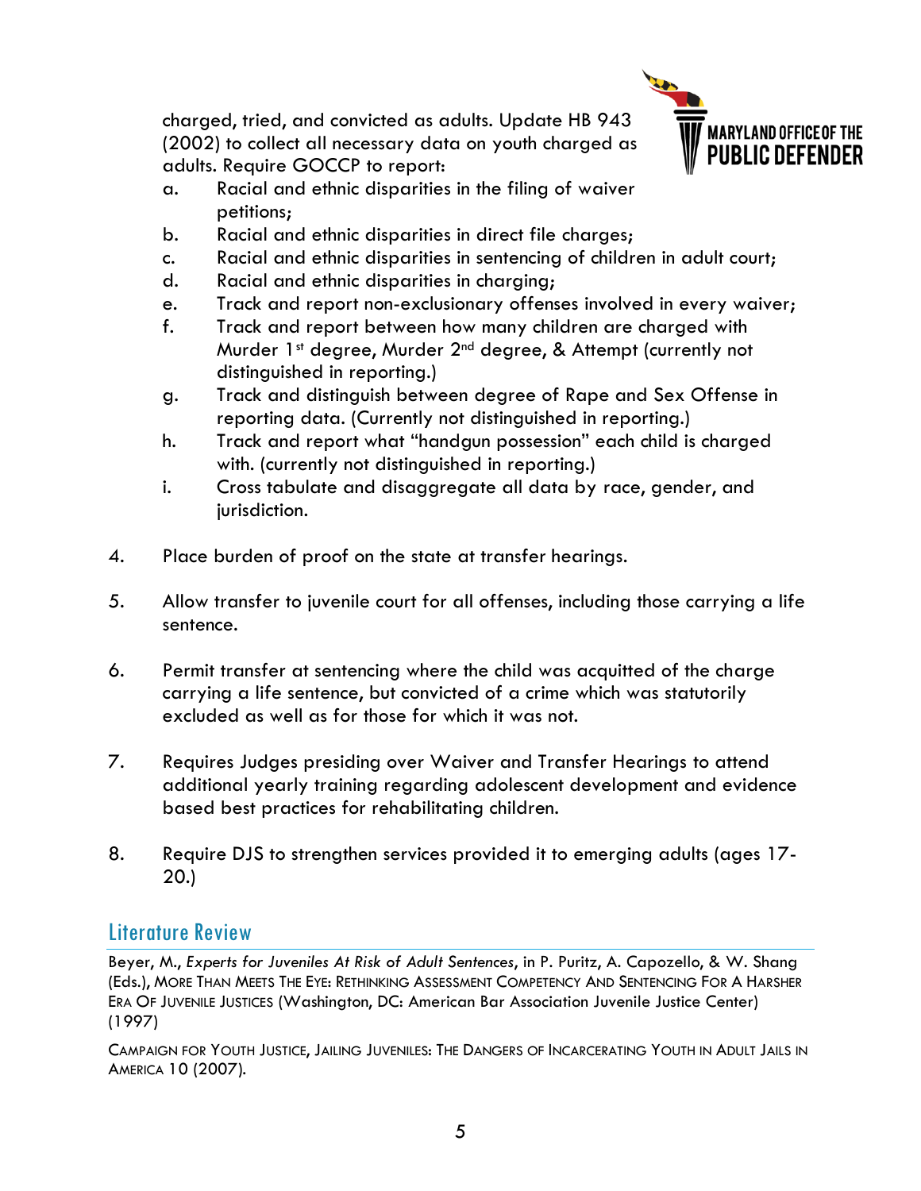charged, tried, and convicted as adults. Update HB 943 (2002) to collect all necessary data on youth charged as adults. Require GOCCP to report:

a. Racial and ethnic disparities in the filing of waiver petitions;
b. Racial and ethnic disparities in direct file charges;
c. Racial and ethnic disparities in sentencing of children in adult court;
d. Racial and ethnic disparities in charging;
e. Track and report non-exclusionary offenses involved in every waiver;
f. Track and report between how many children are charged with Murder 1st degree, Murder 2nd degree, & Attempt (currently not distinguished in reporting.)
g. Track and distinguish between degree of Rape and Sex Offense in reporting data. (Currently not distinguished in reporting.)
h. Track and report what "handgun possession" each child is charged with. (currently not distinguished in reporting.)
i. Cross tabulate and disaggregate all data by race, gender, and jurisdiction.

4. Place burden of proof on the state at transfer hearings.

5. Allow transfer to juvenile court for all offenses, including those carrying a life sentence.

6. Permit transfer at sentencing where the child was acquitted of the charge carrying a life sentence, but convicted of a crime which was statutorily excluded as well as for those for which it was not.

7. Requires Judges presiding over Waiver and Transfer Hearings to attend additional yearly training regarding adolescent development and evidence based best practices for rehabilitating children.

8. Require DJS to strengthen services provided it to emerging adults (ages 17-20.)

## Literature Review

Beyer, M., *Experts for Juveniles At Risk of Adult Sentences*, in P. Puritz, A. Capozello, & W. Shang (Eds.), MORE THAN MEETS THE EYE: RETHINKING ASSESSMENT COMPETENCY AND SENTENCING FOR A HARSHER ERA OF JUVENILE JUSTICES (Washington, DC: American Bar Association Juvenile Justice Center) (1997)

CAMPAIGN FOR YOUTH JUSTICE, JAILING JUVENILES: THE DANGERS OF INCARCERATING YOUTH IN ADULT JAILS IN AMERICA 10 (2007).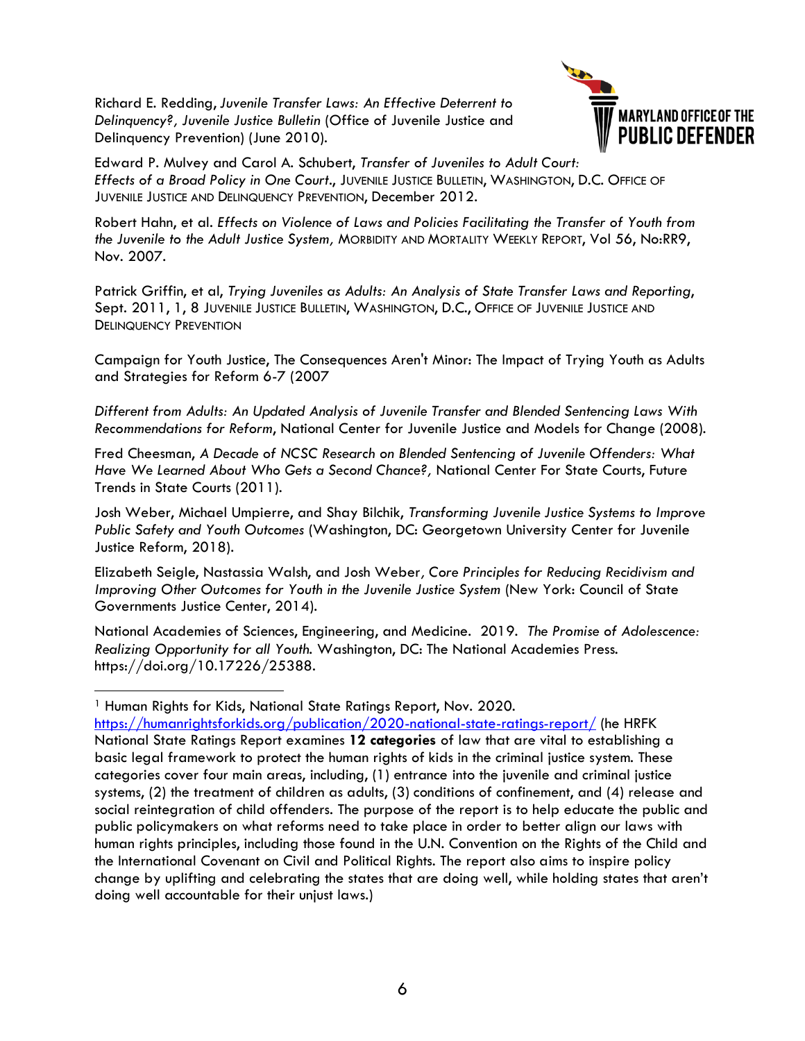Richard E. Redding, *Juvenile Transfer Laws: An Effective Deterrent to Delinquency?, Juvenile Justice Bulletin* (Office of Juvenile Justice and Delinquency Prevention) (June 2010).

Edward P. Mulvey and Carol A. Schubert, *Transfer of Juveniles to Adult Court: Effects of a Broad Policy in One Court.*, JUVENILE JUSTICE BULLETIN, WASHINGTON, D.C. OFFICE OF JUVENILE JUSTICE AND DELINQUENCY PREVENTION, December 2012.

Robert Hahn, et al. *Effects on Violence of Laws and Policies Facilitating the Transfer of Youth from the Juvenile to the Adult Justice System,* MORBIDITY AND MORTALITY WEEKLY REPORT, Vol 56, No:RR9, Nov. 2007.

Patrick Griffin, et al, *Trying Juveniles as Adults: An Analysis of State Transfer Laws and Reporting*, Sept. 2011, 1, 8 JUVENILE JUSTICE BULLETIN, WASHINGTON, D.C., OFFICE OF JUVENILE JUSTICE AND DELINQUENCY PREVENTION

Campaign for Youth Justice, The Consequences Aren't Minor: The Impact of Trying Youth as Adults and Strategies for Reform 6-7 (2007

*Different from Adults: An Updated Analysis of Juvenile Transfer and Blended Sentencing Laws With Recommendations for Reform*, National Center for Juvenile Justice and Models for Change (2008).

Fred Cheesman, *A Decade of NCSC Research on Blended Sentencing of Juvenile Offenders: What Have We Learned About Who Gets a Second Chance?,* National Center For State Courts, Future Trends in State Courts (2011).

Josh Weber, Michael Umpierre, and Shay Bilchik, *Transforming Juvenile Justice Systems to Improve Public Safety and Youth Outcomes* (Washington, DC: Georgetown University Center for Juvenile Justice Reform, 2018).

Elizabeth Seigle, Nastassia Walsh, and Josh Weber*, Core Principles for Reducing Recidivism and Improving Other Outcomes for Youth in the Juvenile Justice System* (New York: Council of State Governments Justice Center, 2014).

National Academies of Sciences, Engineering, and Medicine. 2019. *The Promise of Adolescence: Realizing Opportunity for all Youth.* Washington, DC: The National Academies Press. https://doi.org/10.17226/25388.

---

[1] Human Rights for Kids, National State Ratings Report, Nov. 2020. https://humanrightsforkids.org/publication/2020-national-state-ratings-report/ (he HRFK National State Ratings Report examines **12 categories** of law that are vital to establishing a basic legal framework to protect the human rights of kids in the criminal justice system. These categories cover four main areas, including, (1) entrance into the juvenile and criminal justice systems, (2) the treatment of children as adults, (3) conditions of confinement, and (4) release and social reintegration of child offenders. The purpose of the report is to help educate the public and public policymakers on what reforms need to take place in order to better align our laws with human rights principles, including those found in the U.N. Convention on the Rights of the Child and the International Covenant on Civil and Political Rights. The report also aims to inspire policy change by uplifting and celebrating the states that are doing well, while holding states that aren't doing well accountable for their unjust laws.)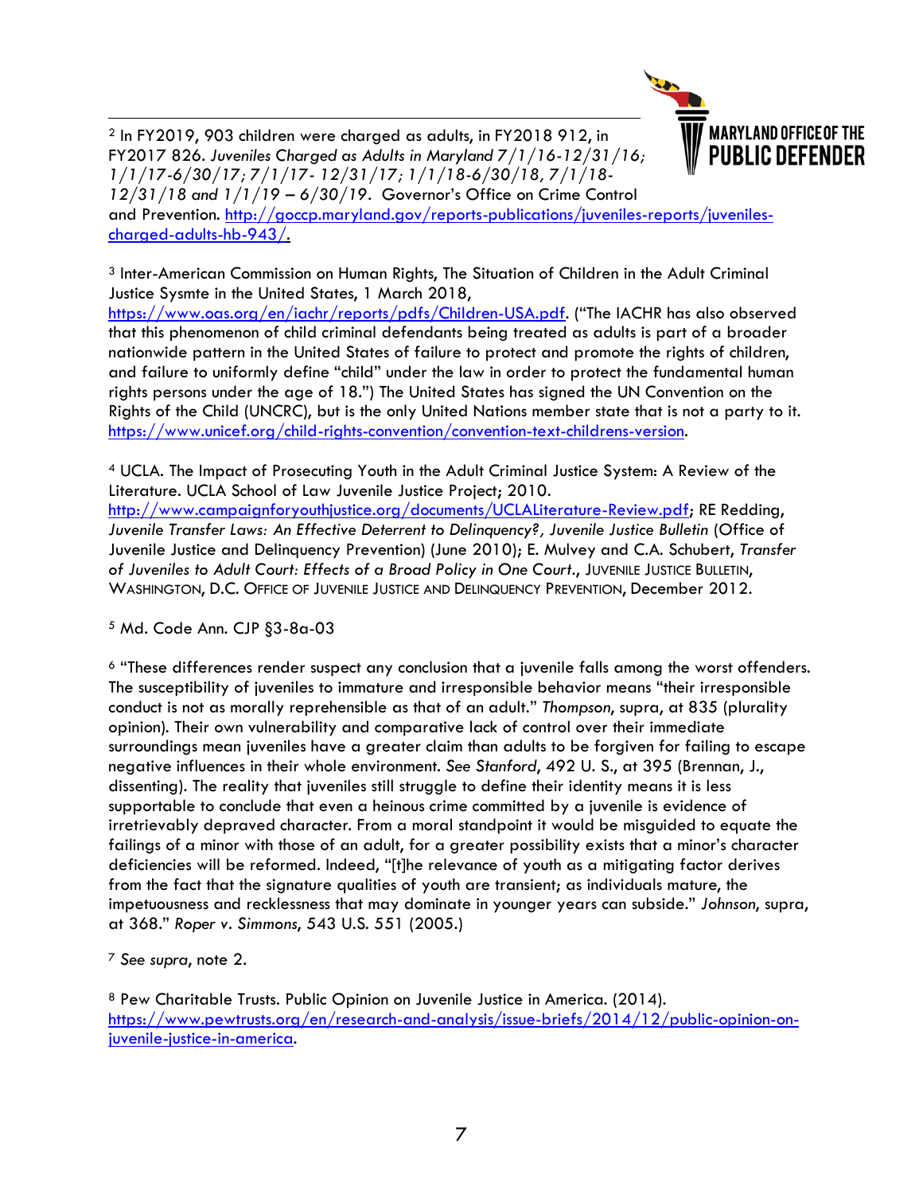[2] In FY2019, 903 children were charged as adults, in FY2018 912, in FY2017 826. *Juveniles Charged as Adults in Maryland 7/1/16-12/31/16; 1/1/17-6/30/17; 7/1/17- 12/31/17; 1/1/18-6/30/18, 7/1/18-12/31/18 and 1/1/19 – 6/30/19*. Governor's Office on Crime Control and Prevention. http://goccp.maryland.gov/reports-publications/juveniles-reports/juveniles-charged-adults-hb-943/.

[3] Inter-American Commission on Human Rights, The Situation of Children in the Adult Criminal Justice Sysmte in the United States, 1 March 2018, https://www.oas.org/en/iachr/reports/pdfs/Children-USA.pdf. ("The IACHR has also observed that this phenomenon of child criminal defendants being treated as adults is part of a broader nationwide pattern in the United States of failure to protect and promote the rights of children, and failure to uniformly define "child" under the law in order to protect the fundamental human rights persons under the age of 18.") The United States has signed the UN Convention on the Rights of the Child (UNCRC), but is the only United Nations member state that is not a party to it. https://www.unicef.org/child-rights-convention/convention-text-childrens-version.

[4] UCLA. The Impact of Prosecuting Youth in the Adult Criminal Justice System: A Review of the Literature. UCLA School of Law Juvenile Justice Project; 2010. http://www.campaignforyouthjustice.org/documents/UCLALiterature-Review.pdf; RE Redding, *Juvenile Transfer Laws: An Effective Deterrent to Delinquency?, Juvenile Justice Bulletin* (Office of Juvenile Justice and Delinquency Prevention) (June 2010); E. Mulvey and C.A. Schubert, *Transfer of Juveniles to Adult Court: Effects of a Broad Policy in One Court*., JUVENILE JUSTICE BULLETIN, WASHINGTON, D.C. OFFICE OF JUVENILE JUSTICE AND DELINQUENCY PREVENTION, December 2012.

[5] Md. Code Ann. CJP §3-8a-03

[6] "These differences render suspect any conclusion that a juvenile falls among the worst offenders. The susceptibility of juveniles to immature and irresponsible behavior means "their irresponsible conduct is not as morally reprehensible as that of an adult." *Thompson*, supra, at 835 (plurality opinion). Their own vulnerability and comparative lack of control over their immediate surroundings mean juveniles have a greater claim than adults to be forgiven for failing to escape negative influences in their whole environment. *See Stanford*, 492 U. S., at 395 (Brennan, J., dissenting). The reality that juveniles still struggle to define their identity means it is less supportable to conclude that even a heinous crime committed by a juvenile is evidence of irretrievably depraved character. From a moral standpoint it would be misguided to equate the failings of a minor with those of an adult, for a greater possibility exists that a minor's character deficiencies will be reformed. Indeed, "[t]he relevance of youth as a mitigating factor derives from the fact that the signature qualities of youth are transient; as individuals mature, the impetuousness and recklessness that may dominate in younger years can subside." *Johnson*, supra, at 368." *Roper v. Simmons*, 543 U.S. 551 (2005.)

[7] *See supra*, note 2.

[8] Pew Charitable Trusts. Public Opinion on Juvenile Justice in America. (2014). https://www.pewtrusts.org/en/research-and-analysis/issue-briefs/2014/12/public-opinion-on-juvenile-justice-in-america.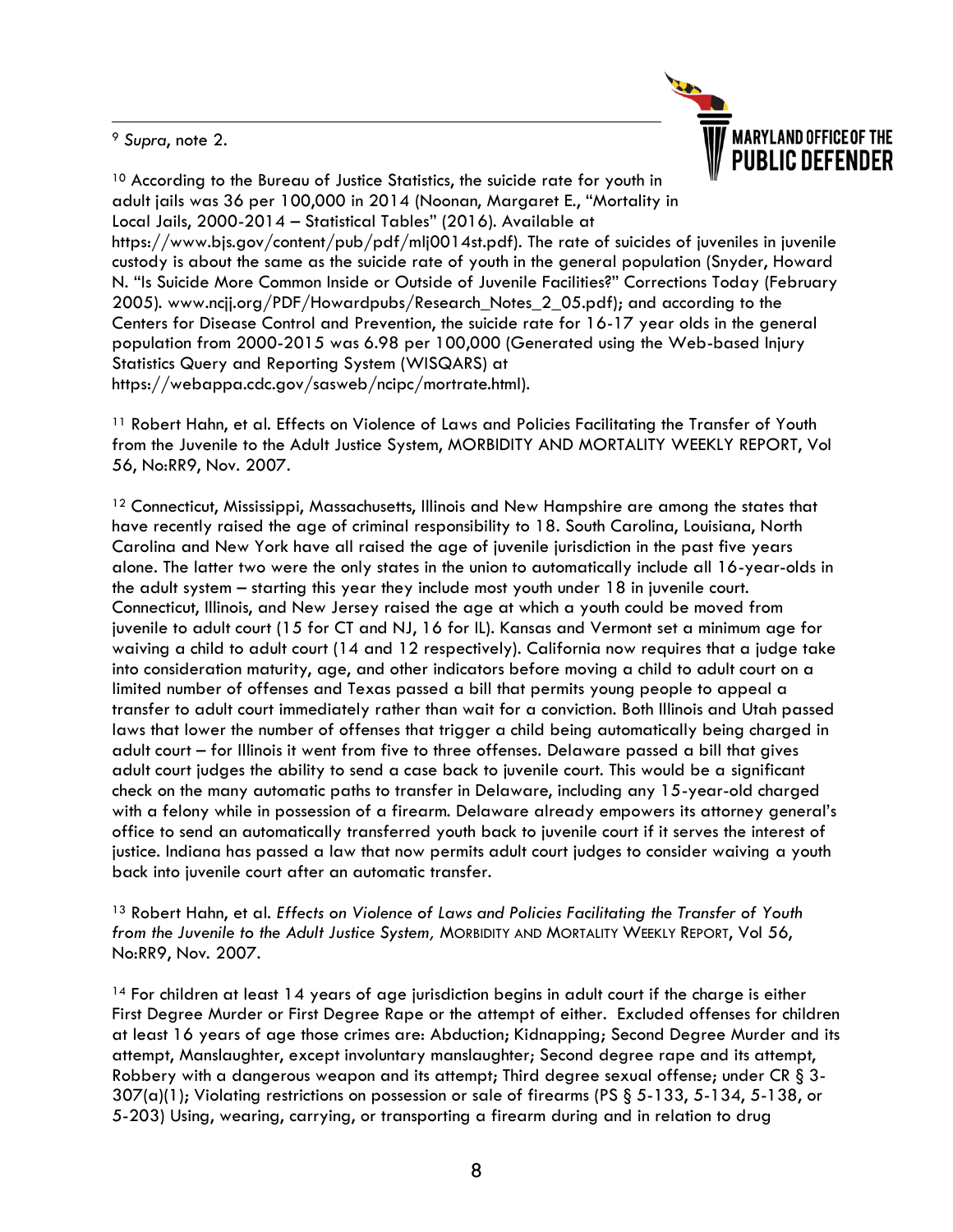[9] *Supra*, note 2.

[10] According to the Bureau of Justice Statistics, the suicide rate for youth in adult jails was 36 per 100,000 in 2014 (Noonan, Margaret E., "Mortality in Local Jails, 2000-2014 – Statistical Tables" (2016). Available at https://www.bjs.gov/content/pub/pdf/mlj0014st.pdf). The rate of suicides of juveniles in juvenile custody is about the same as the suicide rate of youth in the general population (Snyder, Howard N. "Is Suicide More Common Inside or Outside of Juvenile Facilities?" Corrections Today (February 2005). www.ncjj.org/PDF/Howardpubs/Research_Notes_2_05.pdf); and according to the Centers for Disease Control and Prevention, the suicide rate for 16-17 year olds in the general population from 2000-2015 was 6.98 per 100,000 (Generated using the Web-based Injury Statistics Query and Reporting System (WISQARS) at https://webappa.cdc.gov/sasweb/ncipc/mortrate.html).

[11] Robert Hahn, et al. Effects on Violence of Laws and Policies Facilitating the Transfer of Youth from the Juvenile to the Adult Justice System, MORBIDITY AND MORTALITY WEEKLY REPORT, Vol 56, No:RR9, Nov. 2007.

[12] Connecticut, Mississippi, Massachusetts, Illinois and New Hampshire are among the states that have recently raised the age of criminal responsibility to 18. South Carolina, Louisiana, North Carolina and New York have all raised the age of juvenile jurisdiction in the past five years alone. The latter two were the only states in the union to automatically include all 16-year-olds in the adult system – starting this year they include most youth under 18 in juvenile court. Connecticut, Illinois, and New Jersey raised the age at which a youth could be moved from juvenile to adult court (15 for CT and NJ, 16 for IL). Kansas and Vermont set a minimum age for waiving a child to adult court (14 and 12 respectively). California now requires that a judge take into consideration maturity, age, and other indicators before moving a child to adult court on a limited number of offenses and Texas passed a bill that permits young people to appeal a transfer to adult court immediately rather than wait for a conviction. Both Illinois and Utah passed laws that lower the number of offenses that trigger a child being automatically being charged in adult court – for Illinois it went from five to three offenses. Delaware passed a bill that gives adult court judges the ability to send a case back to juvenile court. This would be a significant check on the many automatic paths to transfer in Delaware, including any 15-year-old charged with a felony while in possession of a firearm. Delaware already empowers its attorney general's office to send an automatically transferred youth back to juvenile court if it serves the interest of justice. Indiana has passed a law that now permits adult court judges to consider waiving a youth back into juvenile court after an automatic transfer.

[13] Robert Hahn, et al. *Effects on Violence of Laws and Policies Facilitating the Transfer of Youth from the Juvenile to the Adult Justice System,* MORBIDITY AND MORTALITY WEEKLY REPORT, Vol 56, No:RR9, Nov. 2007.

[14] For children at least 14 years of age jurisdiction begins in adult court if the charge is either First Degree Murder or First Degree Rape or the attempt of either. Excluded offenses for children at least 16 years of age those crimes are: Abduction; Kidnapping; Second Degree Murder and its attempt, Manslaughter, except involuntary manslaughter; Second degree rape and its attempt, Robbery with a dangerous weapon and its attempt; Third degree sexual offense; under CR § 3-307(a)(1); Violating restrictions on possession or sale of firearms (PS § 5-133, 5-134, 5-138, or 5-203) Using, wearing, carrying, or transporting a firearm during and in relation to drug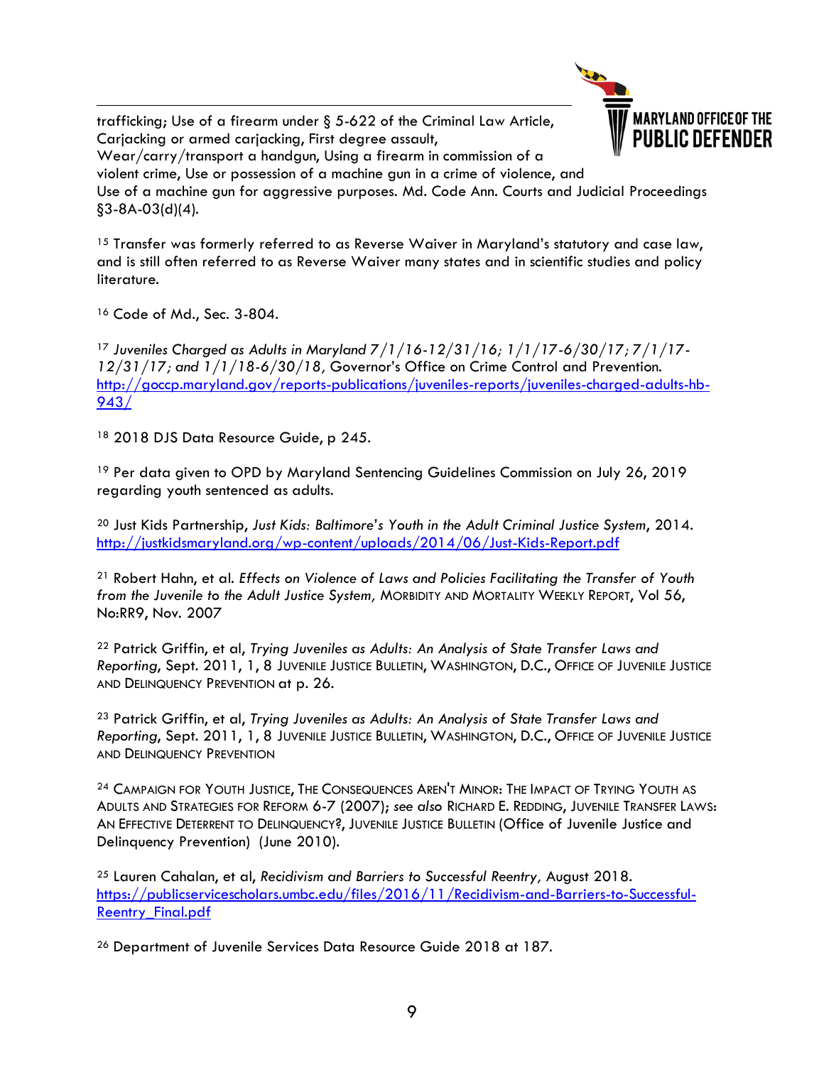trafficking; Use of a firearm under § 5-622 of the Criminal Law Article, Carjacking or armed carjacking, First degree assault, Wear/carry/transport a handgun, Using a firearm in commission of a violent crime, Use or possession of a machine gun in a crime of violence, and Use of a machine gun for aggressive purposes. Md. Code Ann. Courts and Judicial Proceedings §3-8A-03(d)(4).

[15] Transfer was formerly referred to as Reverse Waiver in Maryland's statutory and case law, and is still often referred to as Reverse Waiver many states and in scientific studies and policy literature.

[16] Code of Md., Sec. 3-804.

[17] *Juveniles Charged as Adults in Maryland 7/1/16-12/31/16; 1/1/17-6/30/17; 7/1/17-12/31/17; and 1/1/18-6/30/18,* Governor's Office on Crime Control and Prevention. http://goccp.maryland.gov/reports-publications/juveniles-reports/juveniles-charged-adults-hb-943/

[18] 2018 DJS Data Resource Guide, p 245.

[19] Per data given to OPD by Maryland Sentencing Guidelines Commission on July 26, 2019 regarding youth sentenced as adults.

[20] Just Kids Partnership, *Just Kids: Baltimore's Youth in the Adult Criminal Justice System*, 2014. http://justkidsmaryland.org/wp-content/uploads/2014/06/Just-Kids-Report.pdf

[21] Robert Hahn, et al. *Effects on Violence of Laws and Policies Facilitating the Transfer of Youth from the Juvenile to the Adult Justice System,* MORBIDITY AND MORTALITY WEEKLY REPORT, Vol 56, No:RR9, Nov. 2007

[22] Patrick Griffin, et al, *Trying Juveniles as Adults: An Analysis of State Transfer Laws and Reporting*, Sept. 2011, 1, 8 JUVENILE JUSTICE BULLETIN, WASHINGTON, D.C., OFFICE OF JUVENILE JUSTICE AND DELINQUENCY PREVENTION at p. 26.

[23] Patrick Griffin, et al, *Trying Juveniles as Adults: An Analysis of State Transfer Laws and Reporting*, Sept. 2011, 1, 8 JUVENILE JUSTICE BULLETIN, WASHINGTON, D.C., OFFICE OF JUVENILE JUSTICE AND DELINQUENCY PREVENTION

[24] CAMPAIGN FOR YOUTH JUSTICE, THE CONSEQUENCES AREN'T MINOR: THE IMPACT OF TRYING YOUTH AS ADULTS AND STRATEGIES FOR REFORM 6-7 (2007); *see also* RICHARD E. REDDING, JUVENILE TRANSFER LAWS: AN EFFECTIVE DETERRENT TO DELINQUENCY?, JUVENILE JUSTICE BULLETIN (Office of Juvenile Justice and Delinquency Prevention) (June 2010).

[25] Lauren Cahalan, et al, *Recidivism and Barriers to Successful Reentry,* August 2018. https://publicservicescholars.umbc.edu/files/2016/11/Recidivism-and-Barriers-to-Successful-Reentry_Final.pdf

[26] Department of Juvenile Services Data Resource Guide 2018 at 187.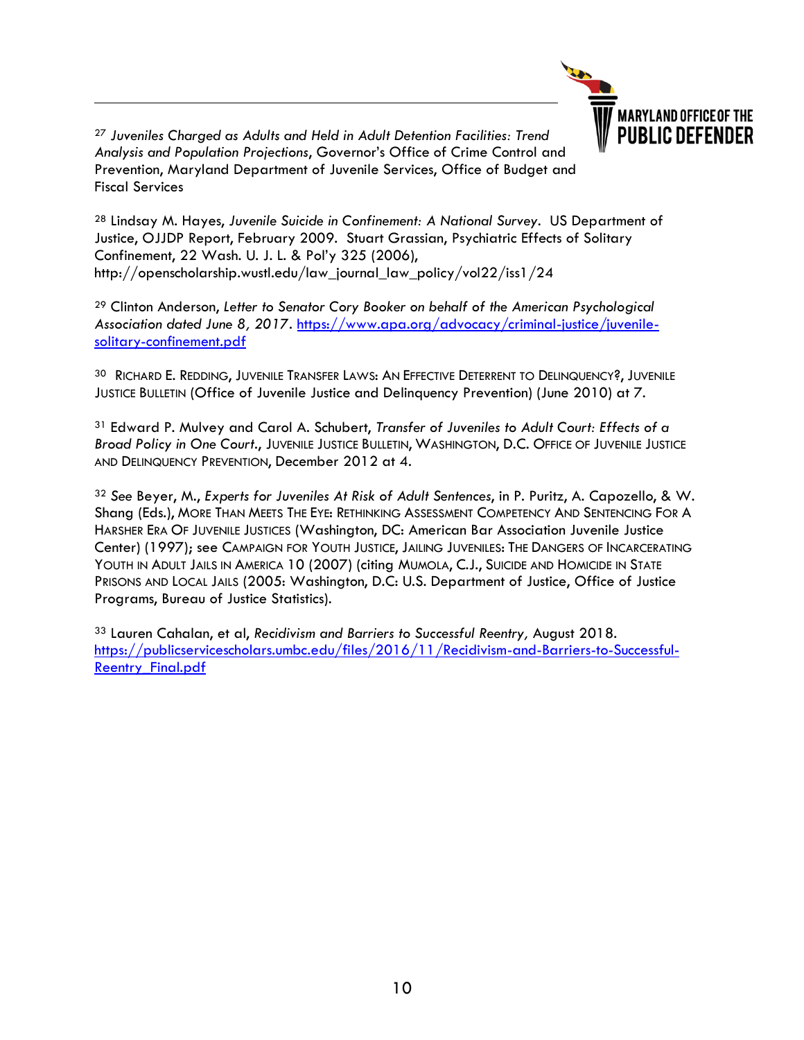[27] *Juveniles Charged as Adults and Held in Adult Detention Facilities: Trend Analysis and Population Projections*, Governor's Office of Crime Control and Prevention, Maryland Department of Juvenile Services, Office of Budget and Fiscal Services

[28] Lindsay M. Hayes, *Juvenile Suicide in Confinement: A National Survey*. US Department of Justice, OJJDP Report, February 2009. Stuart Grassian, Psychiatric Effects of Solitary Confinement, 22 Wash. U. J. L. & Pol'y 325 (2006), http://openscholarship.wustl.edu/law_journal_law_policy/vol22/iss1/24

[29] Clinton Anderson, *Letter to Senator Cory Booker on behalf of the American Psychological Association dated June 8, 2017*. https://www.apa.org/advocacy/criminal-justice/juvenile-solitary-confinement.pdf

[30] RICHARD E. REDDING, JUVENILE TRANSFER LAWS: AN EFFECTIVE DETERRENT TO DELINQUENCY?, JUVENILE JUSTICE BULLETIN (Office of Juvenile Justice and Delinquency Prevention) (June 2010) at 7.

[31] Edward P. Mulvey and Carol A. Schubert, *Transfer of Juveniles to Adult Court: Effects of a Broad Policy in One Court*., JUVENILE JUSTICE BULLETIN, WASHINGTON, D.C. OFFICE OF JUVENILE JUSTICE AND DELINQUENCY PREVENTION, December 2012 at 4.

[32] *See* Beyer, M., *Experts for Juveniles At Risk of Adult Sentences*, in P. Puritz, A. Capozello, & W. Shang (Eds.), MORE THAN MEETS THE EYE: RETHINKING ASSESSMENT COMPETENCY AND SENTENCING FOR A HARSHER ERA OF JUVENILE JUSTICES (Washington, DC: American Bar Association Juvenile Justice Center) (1997); see CAMPAIGN FOR YOUTH JUSTICE, JAILING JUVENILES: THE DANGERS OF INCARCERATING YOUTH IN ADULT JAILS IN AMERICA 10 (2007) (citing MUMOLA, C.J., SUICIDE AND HOMICIDE IN STATE PRISONS AND LOCAL JAILS (2005: Washington, D.C: U.S. Department of Justice, Office of Justice Programs, Bureau of Justice Statistics).

[33] Lauren Cahalan, et al, *Recidivism and Barriers to Successful Reentry,* August 2018. https://publicservicescholars.umbc.edu/files/2016/11/Recidivism-and-Barriers-to-Successful-Reentry_Final.pdf